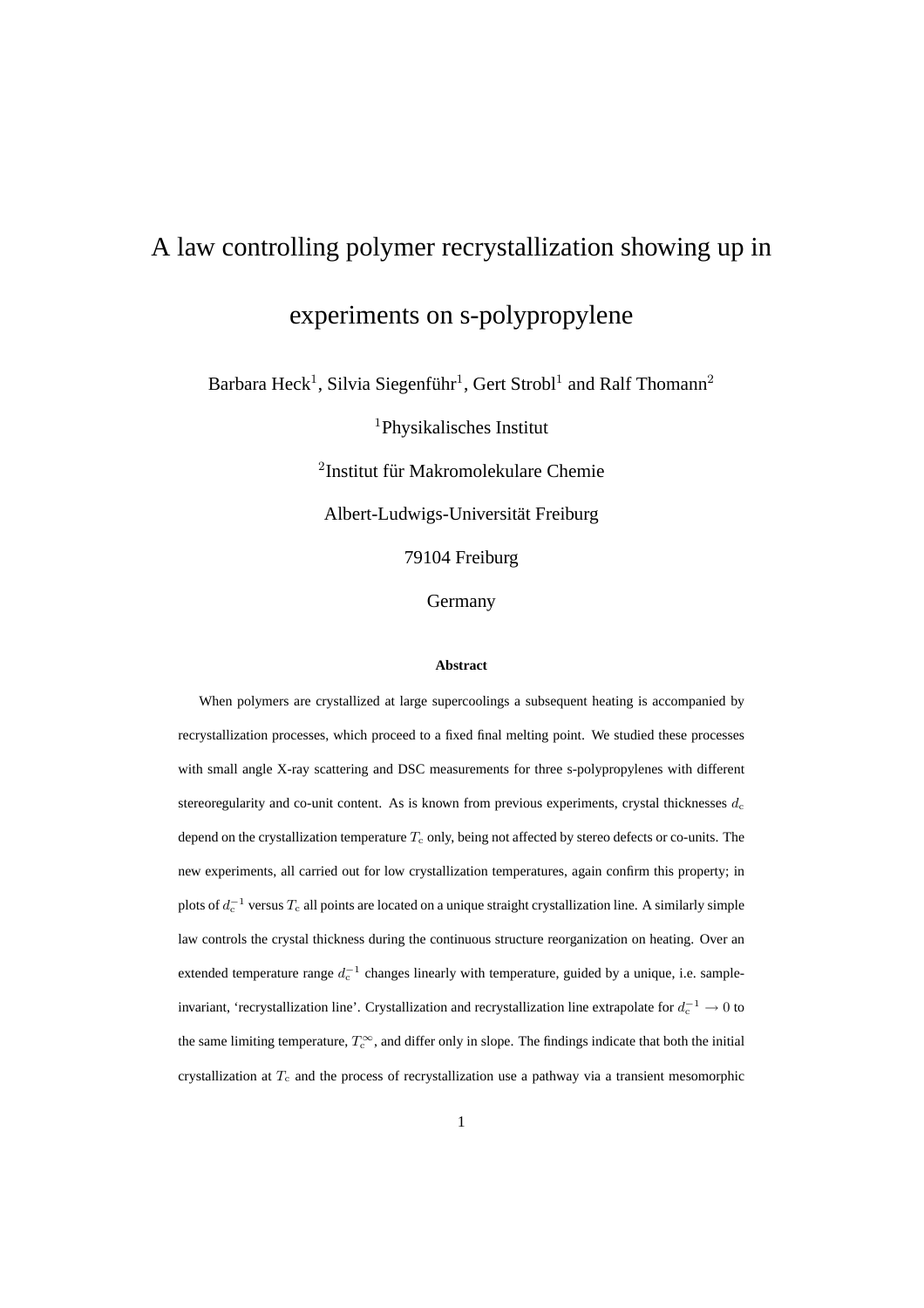# A law controlling polymer recrystallization showing up in experiments on s-polypropylene

Barbara Heck[1], Silvia Siegenführ[1], Gert Strobl[1] and Ralf Thomann[2]

[1]Physikalisches Institut

[2]Institut für Makromolekulare Chemie

Albert-Ludwigs-Universität Freiburg

79104 Freiburg

Germany

### Abstract

When polymers are crystallized at large supercoolings a subsequent heating is accompanied by recrystallization processes, which proceed to a fixed final melting point. We studied these processes with small angle X-ray scattering and DSC measurements for three s-polypropylenes with different stereoregularity and co-unit content. As is known from previous experiments, crystal thicknesses $d_c$ depend on the crystallization temperature $T_c$ only, being not affected by stereo defects or co-units. The new experiments, all carried out for low crystallization temperatures, again confirm this property; in plots of $d_c^{-1}$ versus $T_c$ all points are located on a unique straight crystallization line. A similarly simple law controls the crystal thickness during the continuous structure reorganization on heating. Over an extended temperature range $d_c^{-1}$ changes linearly with temperature, guided by a unique, i.e. sample-invariant, 'recrystallization line'. Crystallization and recrystallization line extrapolate for $d_c^{-1} \rightarrow 0$ to the same limiting temperature, $T_c^{\infty}$, and differ only in slope. The findings indicate that both the initial crystallization at $T_c$ and the process of recrystallization use a pathway via a transient mesomorphic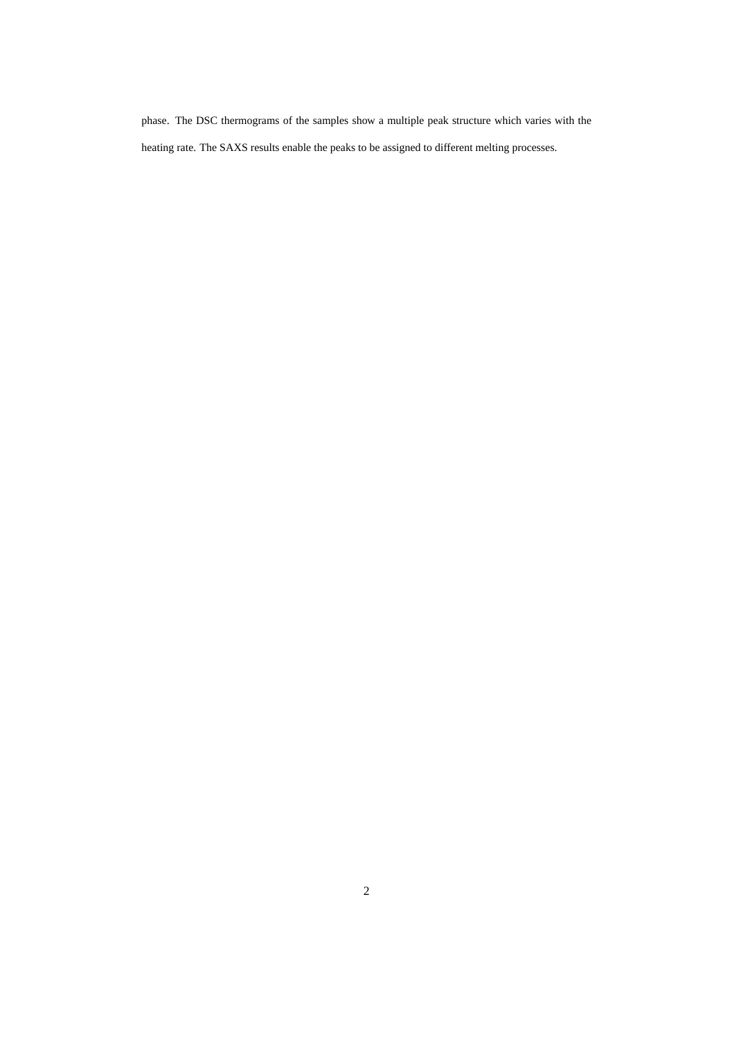phase. The DSC thermograms of the samples show a multiple peak structure which varies with the heating rate. The SAXS results enable the peaks to be assigned to different melting processes.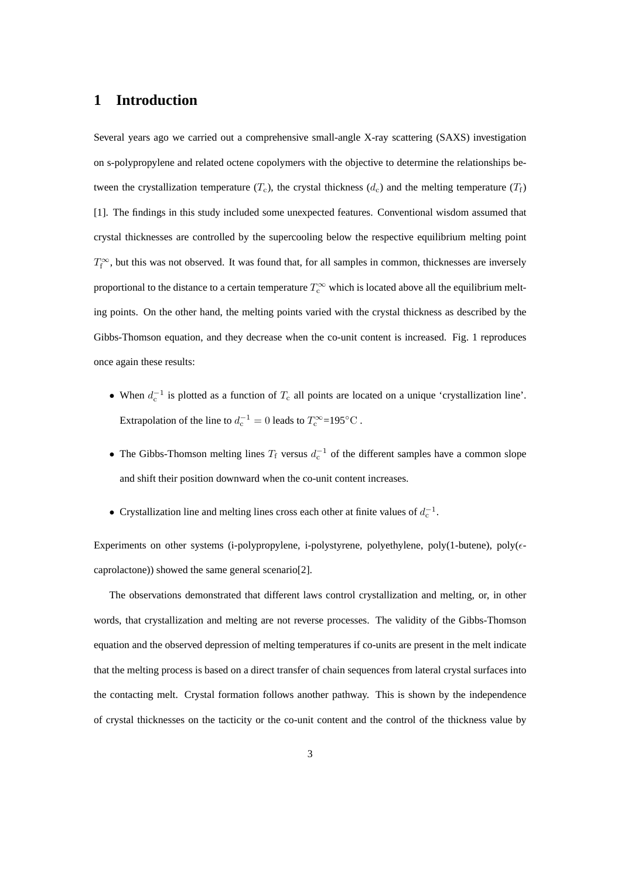# 1 Introduction

Several years ago we carried out a comprehensive small-angle X-ray scattering (SAXS) investigation on s-polypropylene and related octene copolymers with the objective to determine the relationships between the crystallization temperature ($T_{\rm c}$), the crystal thickness ($d_{\rm c}$) and the melting temperature ($T_{\rm f}$) [1]. The findings in this study included some unexpected features. Conventional wisdom assumed that crystal thicknesses are controlled by the supercooling below the respective equilibrium melting point $T_{\rm f}^{\infty}$, but this was not observed. It was found that, for all samples in common, thicknesses are inversely proportional to the distance to a certain temperature $T_{\rm c}^{\infty}$ which is located above all the equilibrium melting points. On the other hand, the melting points varied with the crystal thickness as described by the Gibbs-Thomson equation, and they decrease when the co-unit content is increased. Fig. 1 reproduces once again these results:

- When $d_{\rm c}^{-1}$ is plotted as a function of $T_{\rm c}$ all points are located on a unique 'crystallization line'. Extrapolation of the line to $d_{\rm c}^{-1} = 0$ leads to $T_{\rm c}^{\infty}$=195$^{\circ}$C .
- The Gibbs-Thomson melting lines $T_{\rm f}$ versus $d_{\rm c}^{-1}$ of the different samples have a common slope and shift their position downward when the co-unit content increases.
- Crystallization line and melting lines cross each other at finite values of $d_{\rm c}^{-1}$.

Experiments on other systems (i-polypropylene, i-polystyrene, polyethylene, poly(1-butene), poly($\epsilon$-caprolactone)) showed the same general scenario[2].

The observations demonstrated that different laws control crystallization and melting, or, in other words, that crystallization and melting are not reverse processes. The validity of the Gibbs-Thomson equation and the observed depression of melting temperatures if co-units are present in the melt indicate that the melting process is based on a direct transfer of chain sequences from lateral crystal surfaces into the contacting melt. Crystal formation follows another pathway. This is shown by the independence of crystal thicknesses on the tacticity or the co-unit content and the control of the thickness value by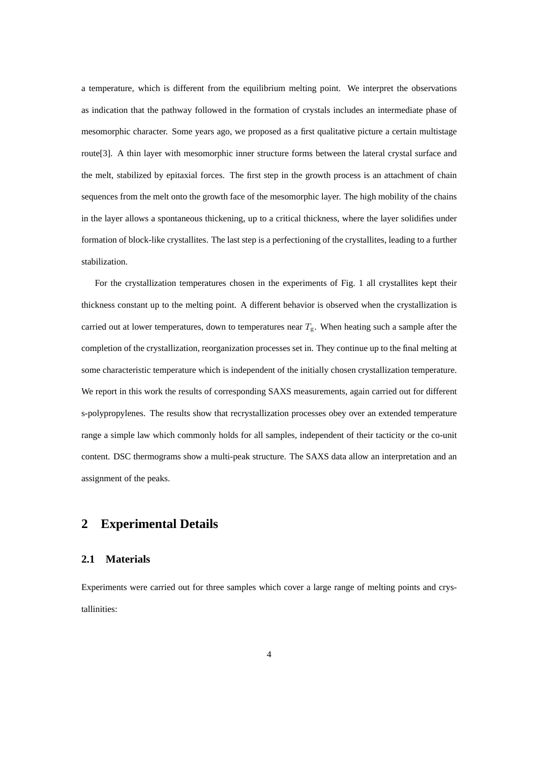a temperature, which is different from the equilibrium melting point. We interpret the observations as indication that the pathway followed in the formation of crystals includes an intermediate phase of mesomorphic character. Some years ago, we proposed as a first qualitative picture a certain multistage route[3]. A thin layer with mesomorphic inner structure forms between the lateral crystal surface and the melt, stabilized by epitaxial forces. The first step in the growth process is an attachment of chain sequences from the melt onto the growth face of the mesomorphic layer. The high mobility of the chains in the layer allows a spontaneous thickening, up to a critical thickness, where the layer solidifies under formation of block-like crystallites. The last step is a perfectioning of the crystallites, leading to a further stabilization.

For the crystallization temperatures chosen in the experiments of Fig. 1 all crystallites kept their thickness constant up to the melting point. A different behavior is observed when the crystallization is carried out at lower temperatures, down to temperatures near $T_{\mathrm{g}}$. When heating such a sample after the completion of the crystallization, reorganization processes set in. They continue up to the final melting at some characteristic temperature which is independent of the initially chosen crystallization temperature. We report in this work the results of corresponding SAXS measurements, again carried out for different s-polypropylenes. The results show that recrystallization processes obey over an extended temperature range a simple law which commonly holds for all samples, independent of their tacticity or the co-unit content. DSC thermograms show a multi-peak structure. The SAXS data allow an interpretation and an assignment of the peaks.

## 2 Experimental Details

### 2.1 Materials

Experiments were carried out for three samples which cover a large range of melting points and crystallinities: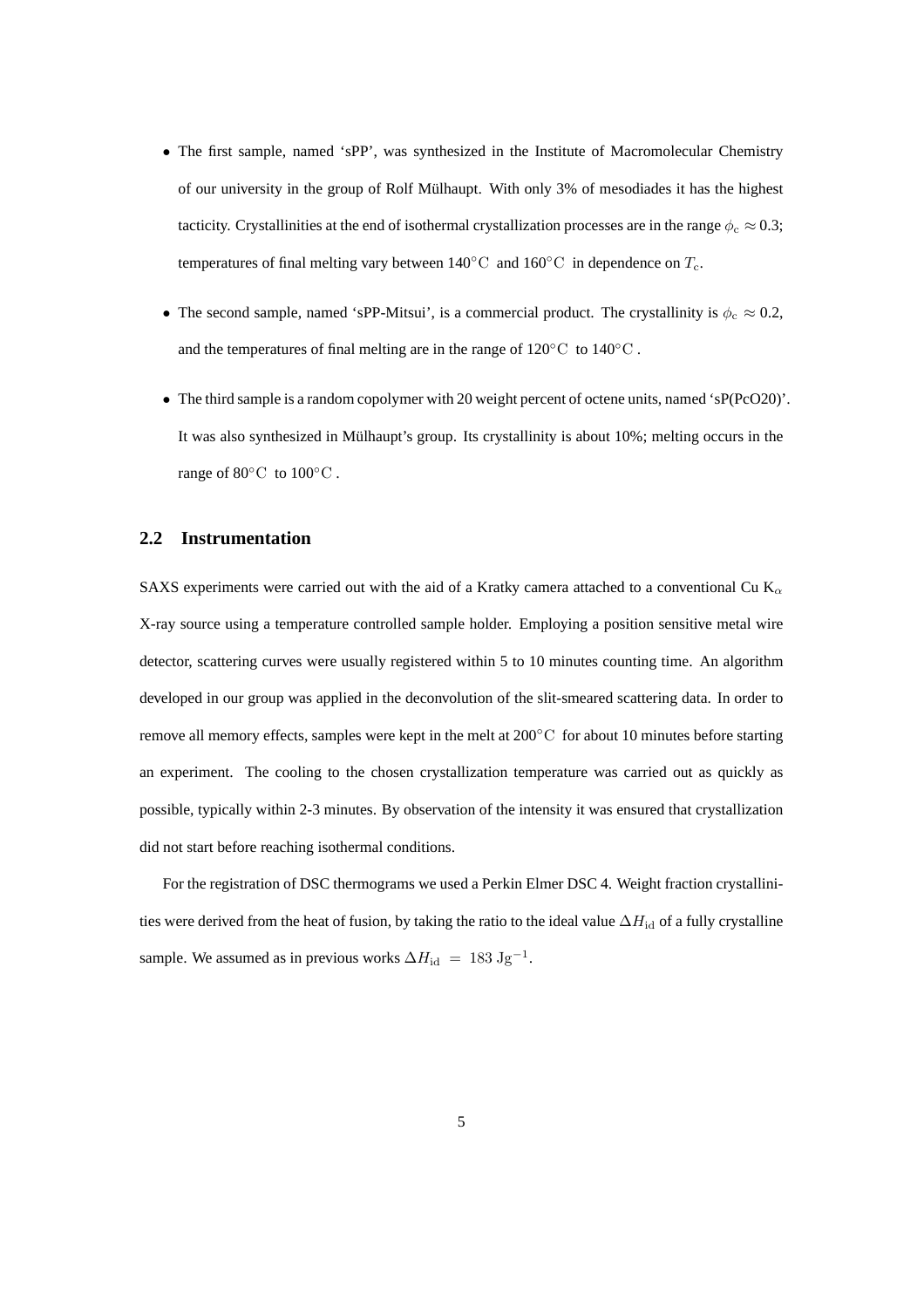- The first sample, named 'sPP', was synthesized in the Institute of Macromolecular Chemistry of our university in the group of Rolf Mülhaupt. With only 3% of mesodiades it has the highest tacticity. Crystallinities at the end of isothermal crystallization processes are in the range $\phi_c \approx 0.3$; temperatures of final melting vary between $140^\circ\mathrm{C}$ and $160^\circ\mathrm{C}$ in dependence on $T_c$.

- The second sample, named 'sPP-Mitsui', is a commercial product. The crystallinity is $\phi_c \approx 0.2$, and the temperatures of final melting are in the range of $120^\circ\mathrm{C}$ to $140^\circ\mathrm{C}$.

- The third sample is a random copolymer with 20 weight percent of octene units, named 'sP(PcO20)'. It was also synthesized in Mülhaupt's group. Its crystallinity is about 10%; melting occurs in the range of $80^\circ\mathrm{C}$ to $100^\circ\mathrm{C}$.

## 2.2 Instrumentation

SAXS experiments were carried out with the aid of a Kratky camera attached to a conventional Cu $K_\alpha$ X-ray source using a temperature controlled sample holder. Employing a position sensitive metal wire detector, scattering curves were usually registered within 5 to 10 minutes counting time. An algorithm developed in our group was applied in the deconvolution of the slit-smeared scattering data. In order to remove all memory effects, samples were kept in the melt at $200^\circ\mathrm{C}$ for about 10 minutes before starting an experiment. The cooling to the chosen crystallization temperature was carried out as quickly as possible, typically within 2-3 minutes. By observation of the intensity it was ensured that crystallization did not start before reaching isothermal conditions.

For the registration of DSC thermograms we used a Perkin Elmer DSC 4. Weight fraction crystallinities were derived from the heat of fusion, by taking the ratio to the ideal value $\Delta H_{\mathrm{id}}$ of a fully crystalline sample. We assumed as in previous works $\Delta H_{\mathrm{id}} = 183\ \mathrm{Jg}^{-1}$.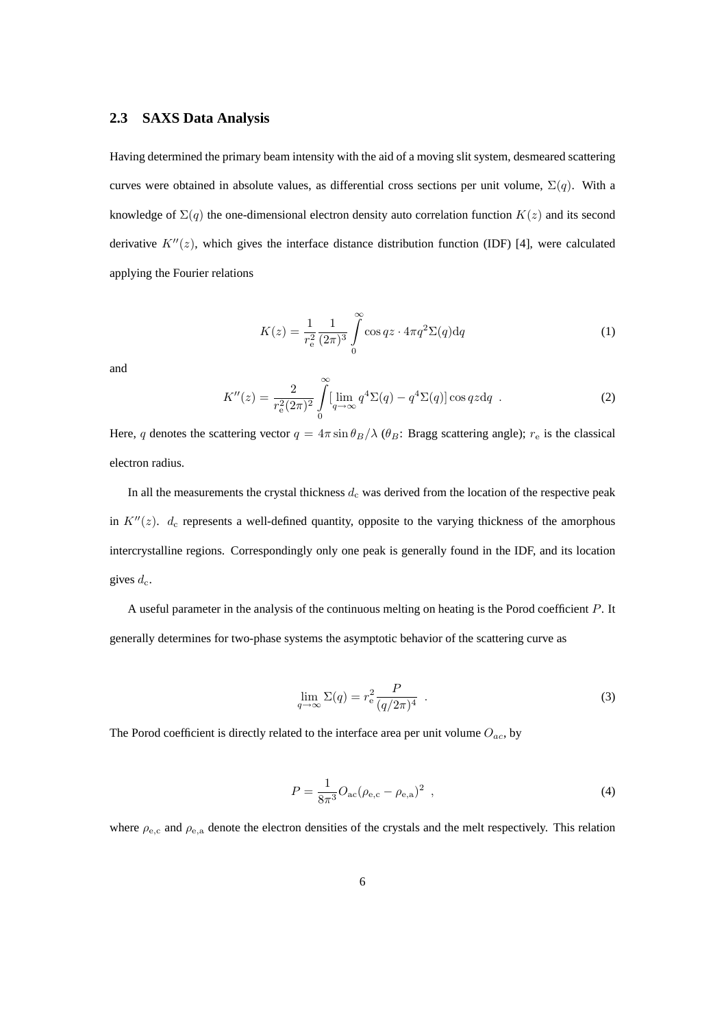### 2.3 SAXS Data Analysis

Having determined the primary beam intensity with the aid of a moving slit system, desmeared scattering curves were obtained in absolute values, as differential cross sections per unit volume, $\Sigma(q)$. With a knowledge of $\Sigma(q)$ the one-dimensional electron density auto correlation function $K(z)$ and its second derivative $K''(z)$, which gives the interface distance distribution function (IDF) [4], were calculated applying the Fourier relations

$$K(z) = \frac{1}{r_{\rm e}^2} \frac{1}{(2\pi)^3} \int_0^\infty \cos qz \cdot 4\pi q^2 \Sigma(q) \mathrm{d}q \tag{1}$$

and

$$K''(z) = \frac{2}{r_{\rm e}^2 (2\pi)^2} \int_0^\infty [\lim_{q\to\infty} q^4 \Sigma(q) - q^4 \Sigma(q)] \cos qz \mathrm{d}q \ . \tag{2}$$

Here, $q$ denotes the scattering vector $q = 4\pi \sin\theta_B/\lambda$ ($\theta_B$: Bragg scattering angle); $r_{\rm e}$ is the classical electron radius.

In all the measurements the crystal thickness $d_{\rm c}$ was derived from the location of the respective peak in $K''(z)$. $d_{\rm c}$ represents a well-defined quantity, opposite to the varying thickness of the amorphous intercrystalline regions. Correspondingly only one peak is generally found in the IDF, and its location gives $d_{\rm c}$.

A useful parameter in the analysis of the continuous melting on heating is the Porod coefficient $P$. It generally determines for two-phase systems the asymptotic behavior of the scattering curve as

$$\lim_{q\to\infty} \Sigma(q) = r_{\rm e}^2 \frac{P}{(q/2\pi)^4} \ . \tag{3}$$

The Porod coefficient is directly related to the interface area per unit volume $O_{ac}$, by

$$P = \frac{1}{8\pi^3} O_{\rm ac} (\rho_{\rm e,c} - \rho_{\rm e,a})^2 \ , \tag{4}$$

where $\rho_{\rm e,c}$ and $\rho_{\rm e,a}$ denote the electron densities of the crystals and the melt respectively. This relation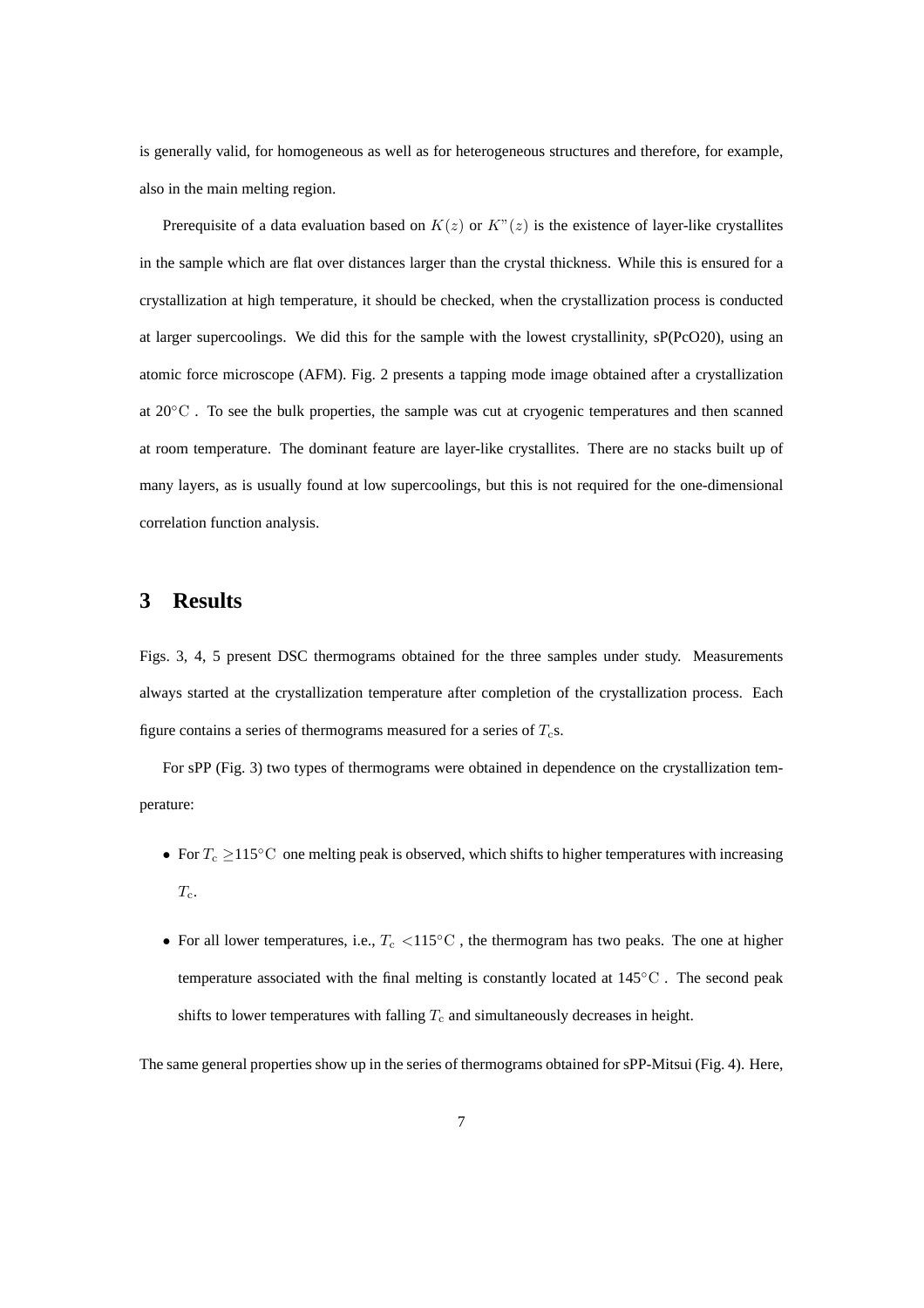is generally valid, for homogeneous as well as for heterogeneous structures and therefore, for example, also in the main melting region.

Prerequisite of a data evaluation based on $K(z)$ or $K"(z)$ is the existence of layer-like crystallites in the sample which are flat over distances larger than the crystal thickness. While this is ensured for a crystallization at high temperature, it should be checked, when the crystallization process is conducted at larger supercoolings. We did this for the sample with the lowest crystallinity, sP(PcO20), using an atomic force microscope (AFM). Fig. 2 presents a tapping mode image obtained after a crystallization at $20^{\circ}\mathrm{C}$ . To see the bulk properties, the sample was cut at cryogenic temperatures and then scanned at room temperature. The dominant feature are layer-like crystallites. There are no stacks built up of many layers, as is usually found at low supercoolings, but this is not required for the one-dimensional correlation function analysis.

## 3 Results

Figs. 3, 4, 5 present DSC thermograms obtained for the three samples under study. Measurements always started at the crystallization temperature after completion of the crystallization process. Each figure contains a series of thermograms measured for a series of $T_{\mathrm{c}}$s.

For sPP (Fig. 3) two types of thermograms were obtained in dependence on the crystallization temperature:

- For $T_{\mathrm{c}} \geq 115^{\circ}\mathrm{C}$ one melting peak is observed, which shifts to higher temperatures with increasing $T_{\mathrm{c}}$.
- For all lower temperatures, i.e., $T_{\mathrm{c}} < 115^{\circ}\mathrm{C}$ , the thermogram has two peaks. The one at higher temperature associated with the final melting is constantly located at $145^{\circ}\mathrm{C}$ . The second peak shifts to lower temperatures with falling $T_{\mathrm{c}}$ and simultaneously decreases in height.

The same general properties show up in the series of thermograms obtained for sPP-Mitsui (Fig. 4). Here,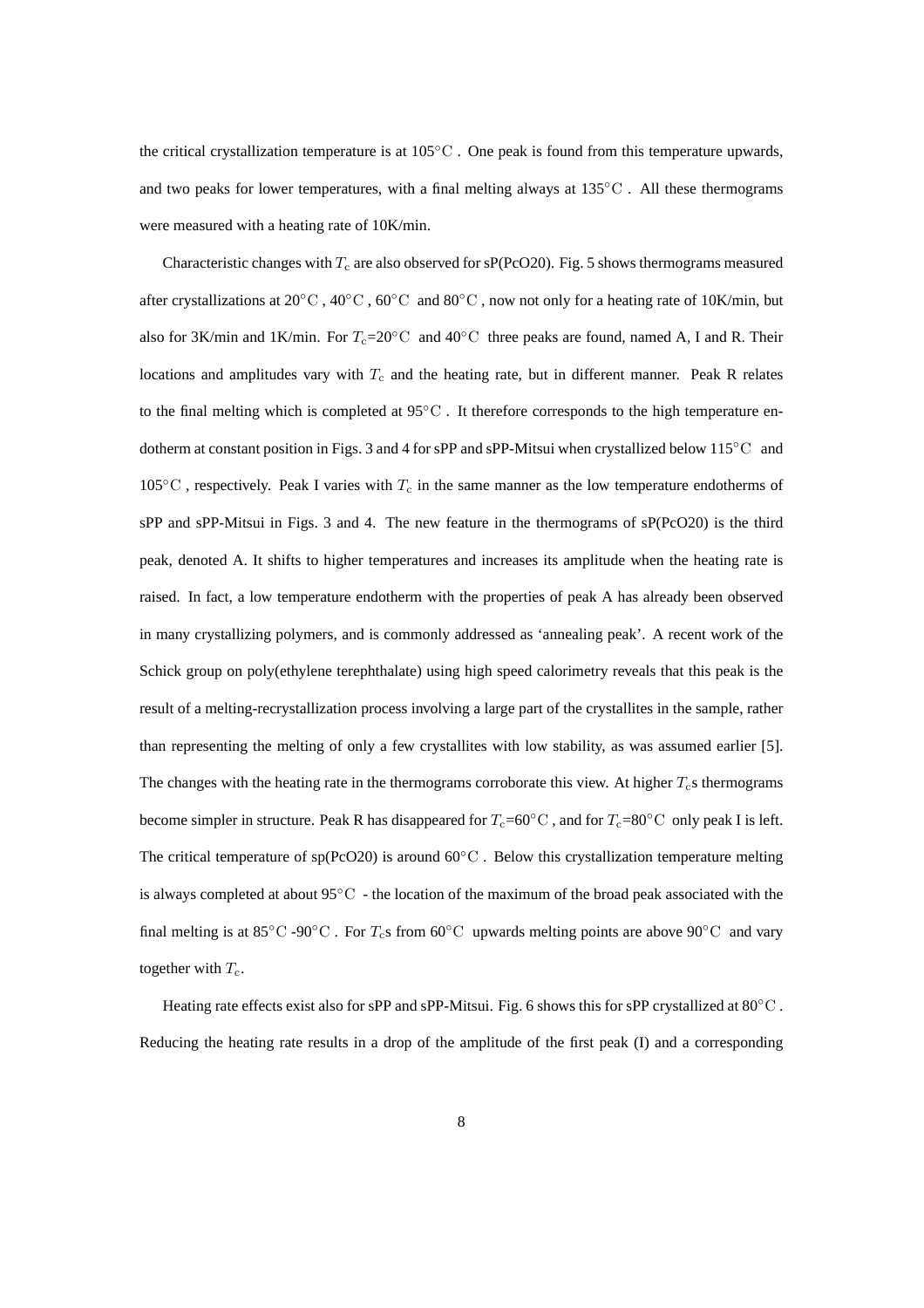the critical crystallization temperature is at 105°C . One peak is found from this temperature upwards, and two peaks for lower temperatures, with a final melting always at 135°C . All these thermograms were measured with a heating rate of 10K/min.

Characteristic changes with $T_c$ are also observed for sP(PcO20). Fig. 5 shows thermograms measured after crystallizations at 20°C , 40°C , 60°C and 80°C , now not only for a heating rate of 10K/min, but also for 3K/min and 1K/min. For $T_c$=20°C and 40°C three peaks are found, named A, I and R. Their locations and amplitudes vary with $T_c$ and the heating rate, but in different manner. Peak R relates to the final melting which is completed at 95°C . It therefore corresponds to the high temperature endotherm at constant position in Figs. 3 and 4 for sPP and sPP-Mitsui when crystallized below 115°C and 105°C , respectively. Peak I varies with $T_c$ in the same manner as the low temperature endotherms of sPP and sPP-Mitsui in Figs. 3 and 4. The new feature in the thermograms of sP(PcO20) is the third peak, denoted A. It shifts to higher temperatures and increases its amplitude when the heating rate is raised. In fact, a low temperature endotherm with the properties of peak A has already been observed in many crystallizing polymers, and is commonly addressed as 'annealing peak'. A recent work of the Schick group on poly(ethylene terephthalate) using high speed calorimetry reveals that this peak is the result of a melting-recrystallization process involving a large part of the crystallites in the sample, rather than representing the melting of only a few crystallites with low stability, as was assumed earlier [5]. The changes with the heating rate in the thermograms corroborate this view. At higher $T_c$s thermograms become simpler in structure. Peak R has disappeared for $T_c$=60°C , and for $T_c$=80°C only peak I is left. The critical temperature of sp(PcO20) is around 60°C . Below this crystallization temperature melting is always completed at about 95°C - the location of the maximum of the broad peak associated with the final melting is at 85°C -90°C . For $T_c$s from 60°C upwards melting points are above 90°C and vary together with $T_c$.

Heating rate effects exist also for sPP and sPP-Mitsui. Fig. 6 shows this for sPP crystallized at 80°C . Reducing the heating rate results in a drop of the amplitude of the first peak (I) and a corresponding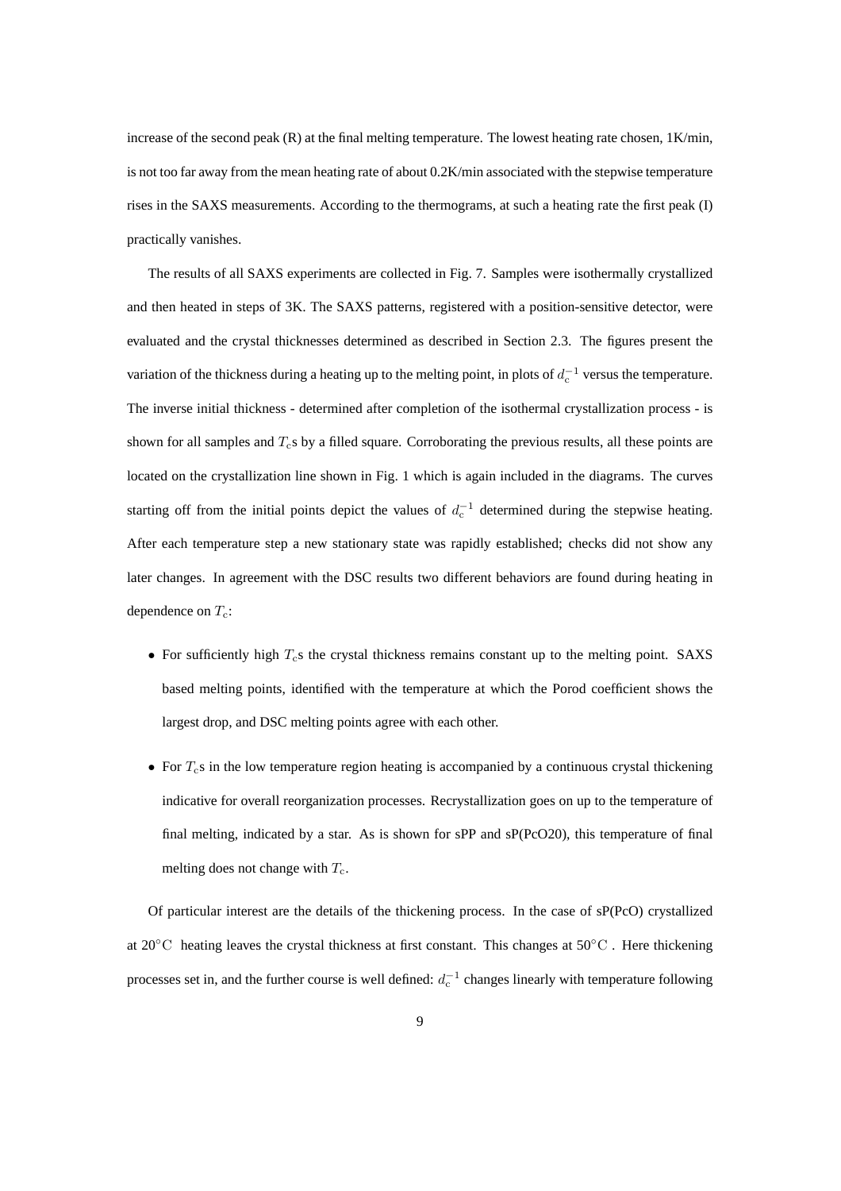increase of the second peak (R) at the final melting temperature. The lowest heating rate chosen, 1K/min, is not too far away from the mean heating rate of about 0.2K/min associated with the stepwise temperature rises in the SAXS measurements. According to the thermograms, at such a heating rate the first peak (I) practically vanishes.

The results of all SAXS experiments are collected in Fig. 7. Samples were isothermally crystallized and then heated in steps of 3K. The SAXS patterns, registered with a position-sensitive detector, were evaluated and the crystal thicknesses determined as described in Section 2.3. The figures present the variation of the thickness during a heating up to the melting point, in plots of $d_c^{-1}$ versus the temperature. The inverse initial thickness - determined after completion of the isothermal crystallization process - is shown for all samples and $T_c$s by a filled square. Corroborating the previous results, all these points are located on the crystallization line shown in Fig. 1 which is again included in the diagrams. The curves starting off from the initial points depict the values of $d_c^{-1}$ determined during the stepwise heating. After each temperature step a new stationary state was rapidly established; checks did not show any later changes. In agreement with the DSC results two different behaviors are found during heating in dependence on $T_c$:

- For sufficiently high $T_c$s the crystal thickness remains constant up to the melting point. SAXS based melting points, identified with the temperature at which the Porod coefficient shows the largest drop, and DSC melting points agree with each other.
- For $T_c$s in the low temperature region heating is accompanied by a continuous crystal thickening indicative for overall reorganization processes. Recrystallization goes on up to the temperature of final melting, indicated by a star. As is shown for sPP and sP(PcO20), this temperature of final melting does not change with $T_c$.

Of particular interest are the details of the thickening process. In the case of sP(PcO) crystallized at 20°C heating leaves the crystal thickness at first constant. This changes at 50°C . Here thickening processes set in, and the further course is well defined: $d_c^{-1}$ changes linearly with temperature following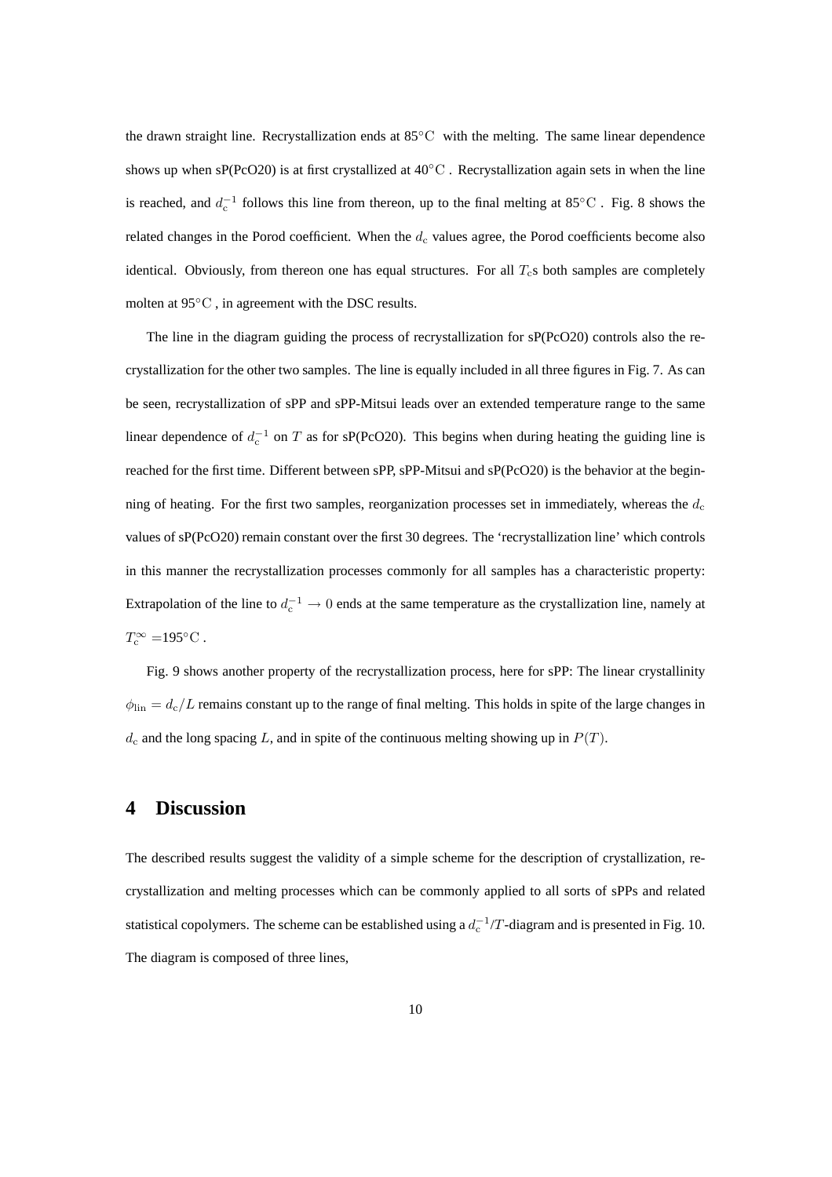the drawn straight line. Recrystallization ends at 85$^\circ$C with the melting. The same linear dependence shows up when sP(PcO20) is at first crystallized at 40$^\circ$C . Recrystallization again sets in when the line is reached, and $d_c^{-1}$ follows this line from thereon, up to the final melting at 85$^\circ$C . Fig. 8 shows the related changes in the Porod coefficient. When the $d_c$ values agree, the Porod coefficients become also identical. Obviously, from thereon one has equal structures. For all $T_c$s both samples are completely molten at 95$^\circ$C , in agreement with the DSC results.

The line in the diagram guiding the process of recrystallization for sP(PcO20) controls also the recrystallization for the other two samples. The line is equally included in all three figures in Fig. 7. As can be seen, recrystallization of sPP and sPP-Mitsui leads over an extended temperature range to the same linear dependence of $d_c^{-1}$ on $T$ as for sP(PcO20). This begins when during heating the guiding line is reached for the first time. Different between sPP, sPP-Mitsui and sP(PcO20) is the behavior at the beginning of heating. For the first two samples, reorganization processes set in immediately, whereas the $d_c$ values of sP(PcO20) remain constant over the first 30 degrees. The 'recrystallization line' which controls in this manner the recrystallization processes commonly for all samples has a characteristic property: Extrapolation of the line to $d_c^{-1} \to 0$ ends at the same temperature as the crystallization line, namely at $T_c^\infty$ =195$^\circ$C .

Fig. 9 shows another property of the recrystallization process, here for sPP: The linear crystallinity $\phi_{\mathrm{lin}} = d_c/L$ remains constant up to the range of final melting. This holds in spite of the large changes in $d_c$ and the long spacing $L$, and in spite of the continuous melting showing up in $P(T)$.

# 4 Discussion

The described results suggest the validity of a simple scheme for the description of crystallization, recrystallization and melting processes which can be commonly applied to all sorts of sPPs and related statistical copolymers. The scheme can be established using a $d_c^{-1}/T$-diagram and is presented in Fig. 10. The diagram is composed of three lines,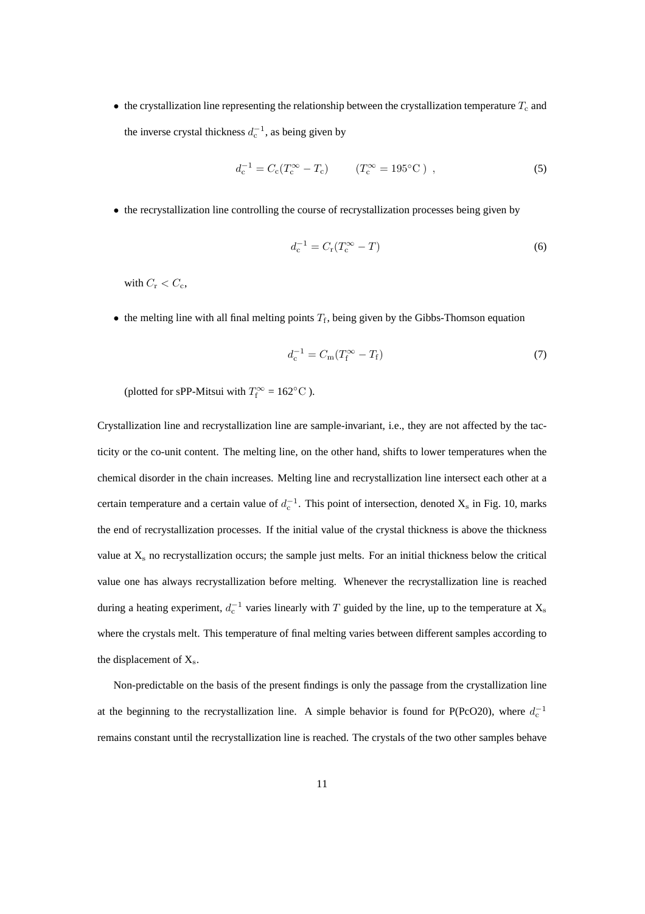- the crystallization line representing the relationship between the crystallization temperature $T_{\rm c}$ and the inverse crystal thickness $d_{\rm c}^{-1}$, as being given by

$$d_{\rm c}^{-1} = C_{\rm c}(T_{\rm c}^{\infty} - T_{\rm c}) \qquad (T_{\rm c}^{\infty} = 195^{\circ}{\rm C}) \ , \tag{5}$$

- the recrystallization line controlling the course of recrystallization processes being given by

$$d_{\rm c}^{-1} = C_{\rm r}(T_{\rm c}^{\infty} - T) \tag{6}$$

  with $C_{\rm r} < C_{\rm c}$,

- the melting line with all final melting points $T_{\rm f}$, being given by the Gibbs-Thomson equation

$$d_{\rm c}^{-1} = C_{\rm m}(T_{\rm f}^{\infty} - T_{\rm f}) \tag{7}$$

  (plotted for sPP-Mitsui with $T_{\rm f}^{\infty} = 162^{\circ}{\rm C}$ ).

Crystallization line and recrystallization line are sample-invariant, i.e., they are not affected by the tacticity or the co-unit content. The melting line, on the other hand, shifts to lower temperatures when the chemical disorder in the chain increases. Melting line and recrystallization line intersect each other at a certain temperature and a certain value of $d_{\rm c}^{-1}$. This point of intersection, denoted $X_{\rm s}$ in Fig. 10, marks the end of recrystallization processes. If the initial value of the crystal thickness is above the thickness value at $X_{\rm s}$ no recrystallization occurs; the sample just melts. For an initial thickness below the critical value one has always recrystallization before melting. Whenever the recrystallization line is reached during a heating experiment, $d_{\rm c}^{-1}$ varies linearly with $T$ guided by the line, up to the temperature at $X_{\rm s}$ where the crystals melt. This temperature of final melting varies between different samples according to the displacement of $X_{\rm s}$.

Non-predictable on the basis of the present findings is only the passage from the crystallization line at the beginning to the recrystallization line. A simple behavior is found for P(PcO20), where $d_{\rm c}^{-1}$ remains constant until the recrystallization line is reached. The crystals of the two other samples behave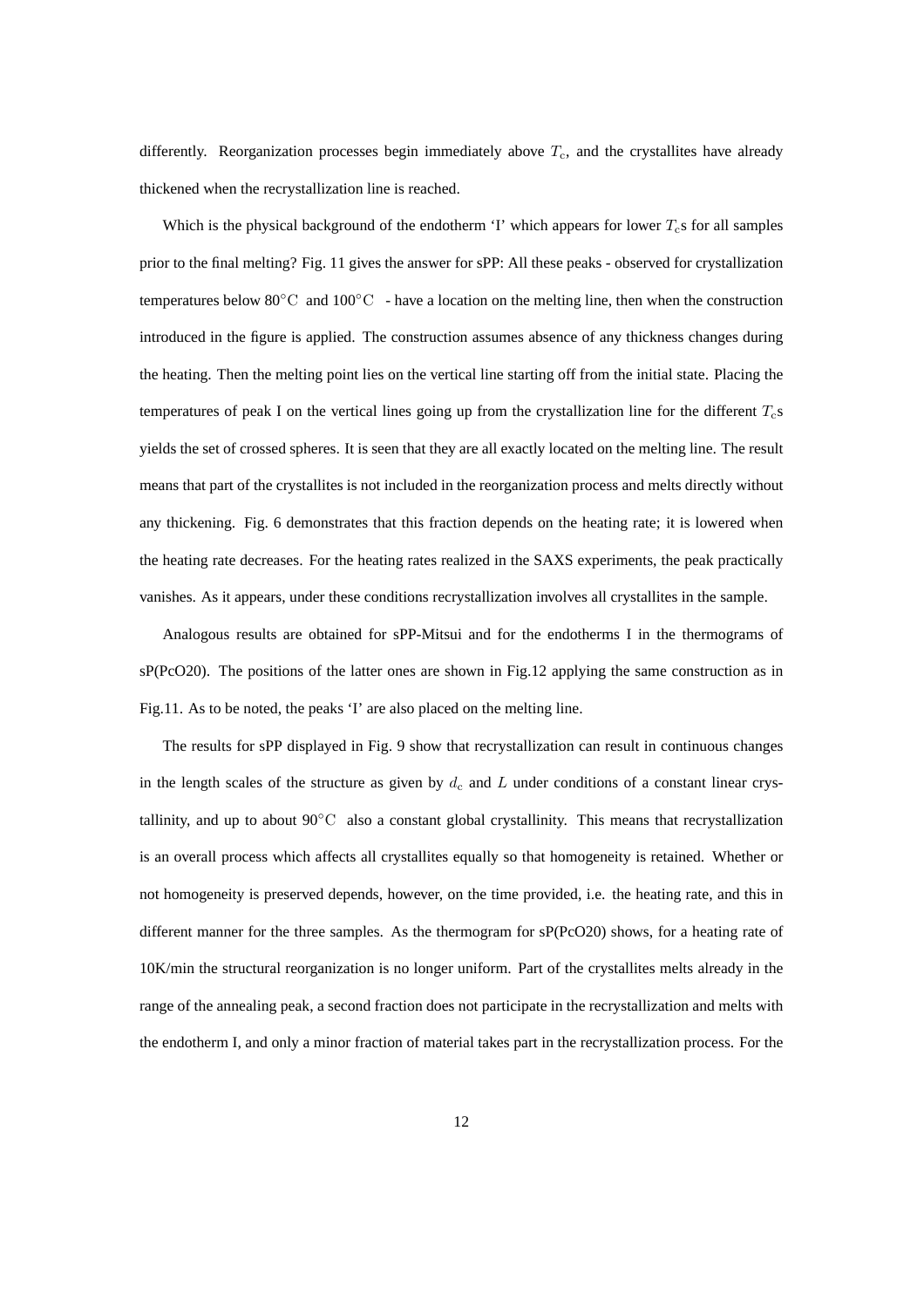differently. Reorganization processes begin immediately above $T_c$, and the crystallites have already thickened when the recrystallization line is reached.

Which is the physical background of the endotherm 'I' which appears for lower $T_c$s for all samples prior to the final melting? Fig. 11 gives the answer for sPP: All these peaks - observed for crystallization temperatures below $80^{\circ}\mathrm{C}$ and $100^{\circ}\mathrm{C}$ - have a location on the melting line, then when the construction introduced in the figure is applied. The construction assumes absence of any thickness changes during the heating. Then the melting point lies on the vertical line starting off from the initial state. Placing the temperatures of peak I on the vertical lines going up from the crystallization line for the different $T_c$s yields the set of crossed spheres. It is seen that they are all exactly located on the melting line. The result means that part of the crystallites is not included in the reorganization process and melts directly without any thickening. Fig. 6 demonstrates that this fraction depends on the heating rate; it is lowered when the heating rate decreases. For the heating rates realized in the SAXS experiments, the peak practically vanishes. As it appears, under these conditions recrystallization involves all crystallites in the sample.

Analogous results are obtained for sPP-Mitsui and for the endotherms I in the thermograms of sP(PcO20). The positions of the latter ones are shown in Fig.12 applying the same construction as in Fig.11. As to be noted, the peaks 'I' are also placed on the melting line.

The results for sPP displayed in Fig. 9 show that recrystallization can result in continuous changes in the length scales of the structure as given by $d_c$ and $L$ under conditions of a constant linear crystallinity, and up to about $90^{\circ}\mathrm{C}$ also a constant global crystallinity. This means that recrystallization is an overall process which affects all crystallites equally so that homogeneity is retained. Whether or not homogeneity is preserved depends, however, on the time provided, i.e. the heating rate, and this in different manner for the three samples. As the thermogram for sP(PcO20) shows, for a heating rate of 10K/min the structural reorganization is no longer uniform. Part of the crystallites melts already in the range of the annealing peak, a second fraction does not participate in the recrystallization and melts with the endotherm I, and only a minor fraction of material takes part in the recrystallization process. For the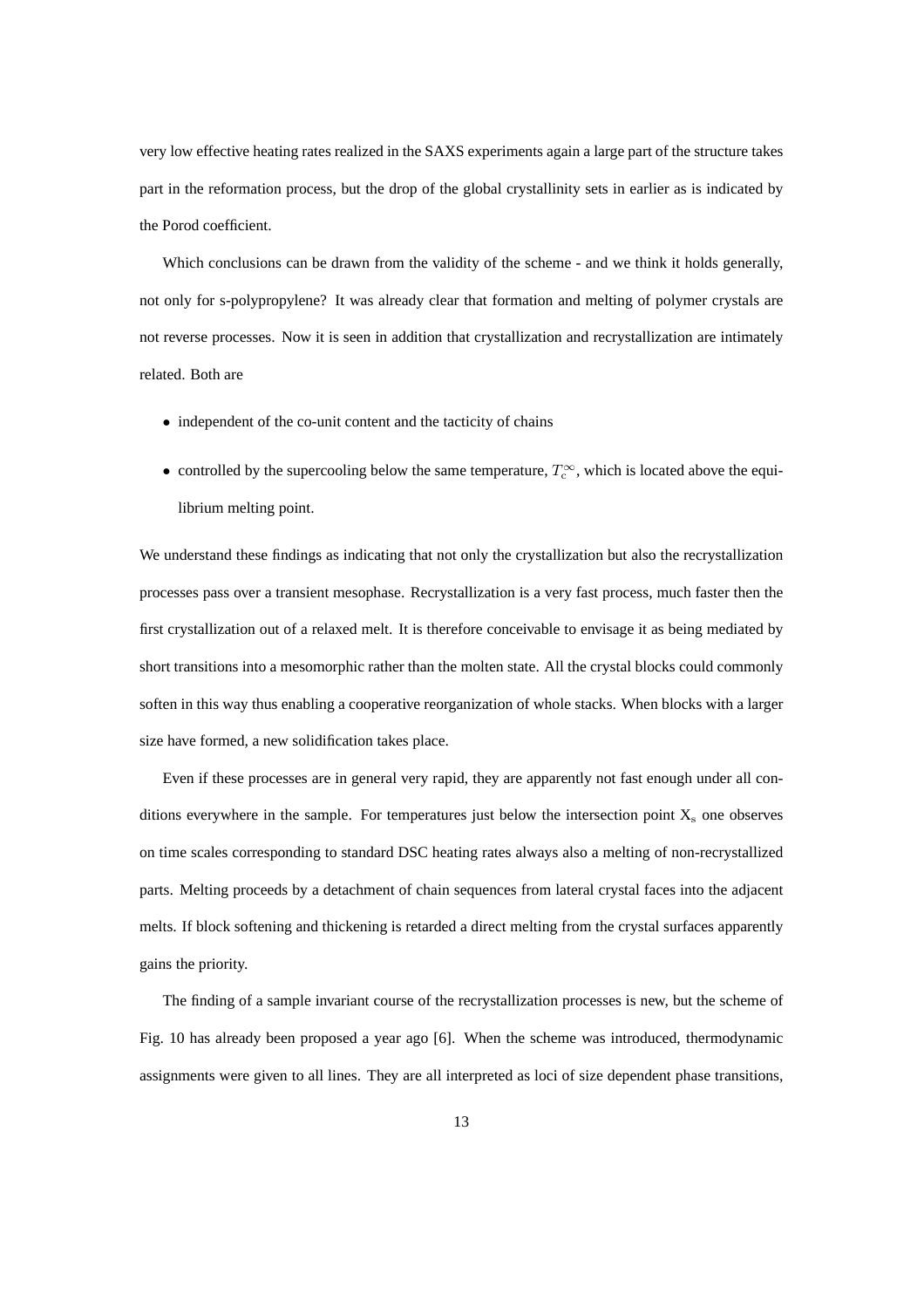very low effective heating rates realized in the SAXS experiments again a large part of the structure takes part in the reformation process, but the drop of the global crystallinity sets in earlier as is indicated by the Porod coefficient.

Which conclusions can be drawn from the validity of the scheme - and we think it holds generally, not only for s-polypropylene? It was already clear that formation and melting of polymer crystals are not reverse processes. Now it is seen in addition that crystallization and recrystallization are intimately related. Both are

- independent of the co-unit content and the tacticity of chains
- controlled by the supercooling below the same temperature, $T_c^\infty$, which is located above the equilibrium melting point.

We understand these findings as indicating that not only the crystallization but also the recrystallization processes pass over a transient mesophase. Recrystallization is a very fast process, much faster then the first crystallization out of a relaxed melt. It is therefore conceivable to envisage it as being mediated by short transitions into a mesomorphic rather than the molten state. All the crystal blocks could commonly soften in this way thus enabling a cooperative reorganization of whole stacks. When blocks with a larger size have formed, a new solidification takes place.

Even if these processes are in general very rapid, they are apparently not fast enough under all conditions everywhere in the sample. For temperatures just below the intersection point $X_s$ one observes on time scales corresponding to standard DSC heating rates always also a melting of non-recrystallized parts. Melting proceeds by a detachment of chain sequences from lateral crystal faces into the adjacent melts. If block softening and thickening is retarded a direct melting from the crystal surfaces apparently gains the priority.

The finding of a sample invariant course of the recrystallization processes is new, but the scheme of Fig. 10 has already been proposed a year ago [6]. When the scheme was introduced, thermodynamic assignments were given to all lines. They are all interpreted as loci of size dependent phase transitions,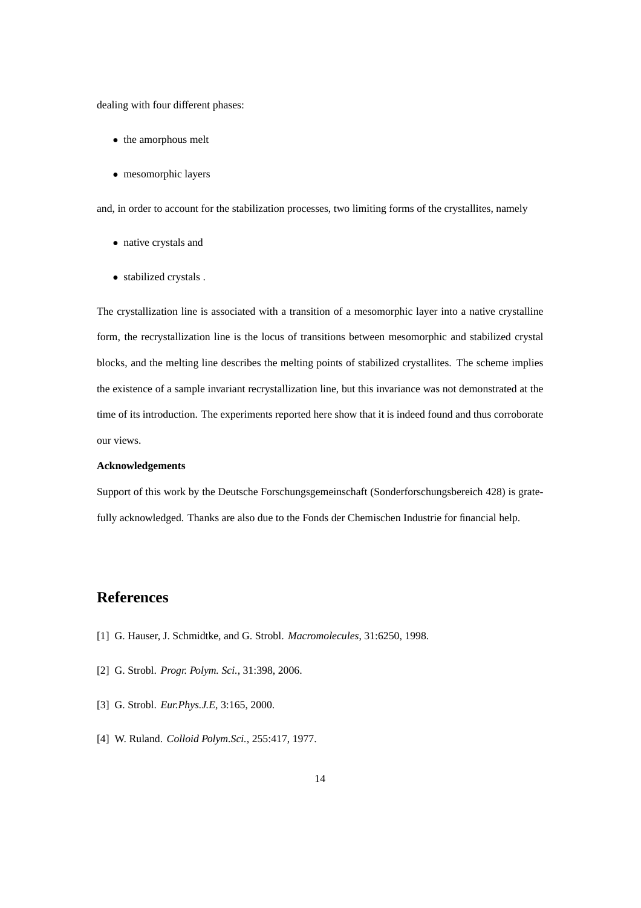dealing with four different phases:

- the amorphous melt
- mesomorphic layers

and, in order to account for the stabilization processes, two limiting forms of the crystallites, namely

- native crystals and
- stabilized crystals .

The crystallization line is associated with a transition of a mesomorphic layer into a native crystalline form, the recrystallization line is the locus of transitions between mesomorphic and stabilized crystal blocks, and the melting line describes the melting points of stabilized crystallites. The scheme implies the existence of a sample invariant recrystallization line, but this invariance was not demonstrated at the time of its introduction. The experiments reported here show that it is indeed found and thus corroborate our views.

**Acknowledgements**

Support of this work by the Deutsche Forschungsgemeinschaft (Sonderforschungsbereich 428) is gratefully acknowledged. Thanks are also due to the Fonds der Chemischen Industrie for financial help.

# References

[1] G. Hauser, J. Schmidtke, and G. Strobl. *Macromolecules*, 31:6250, 1998.

[2] G. Strobl. *Progr. Polym. Sci.*, 31:398, 2006.

[3] G. Strobl. *Eur.Phys.J.E*, 3:165, 2000.

[4] W. Ruland. *Colloid Polym.Sci.*, 255:417, 1977.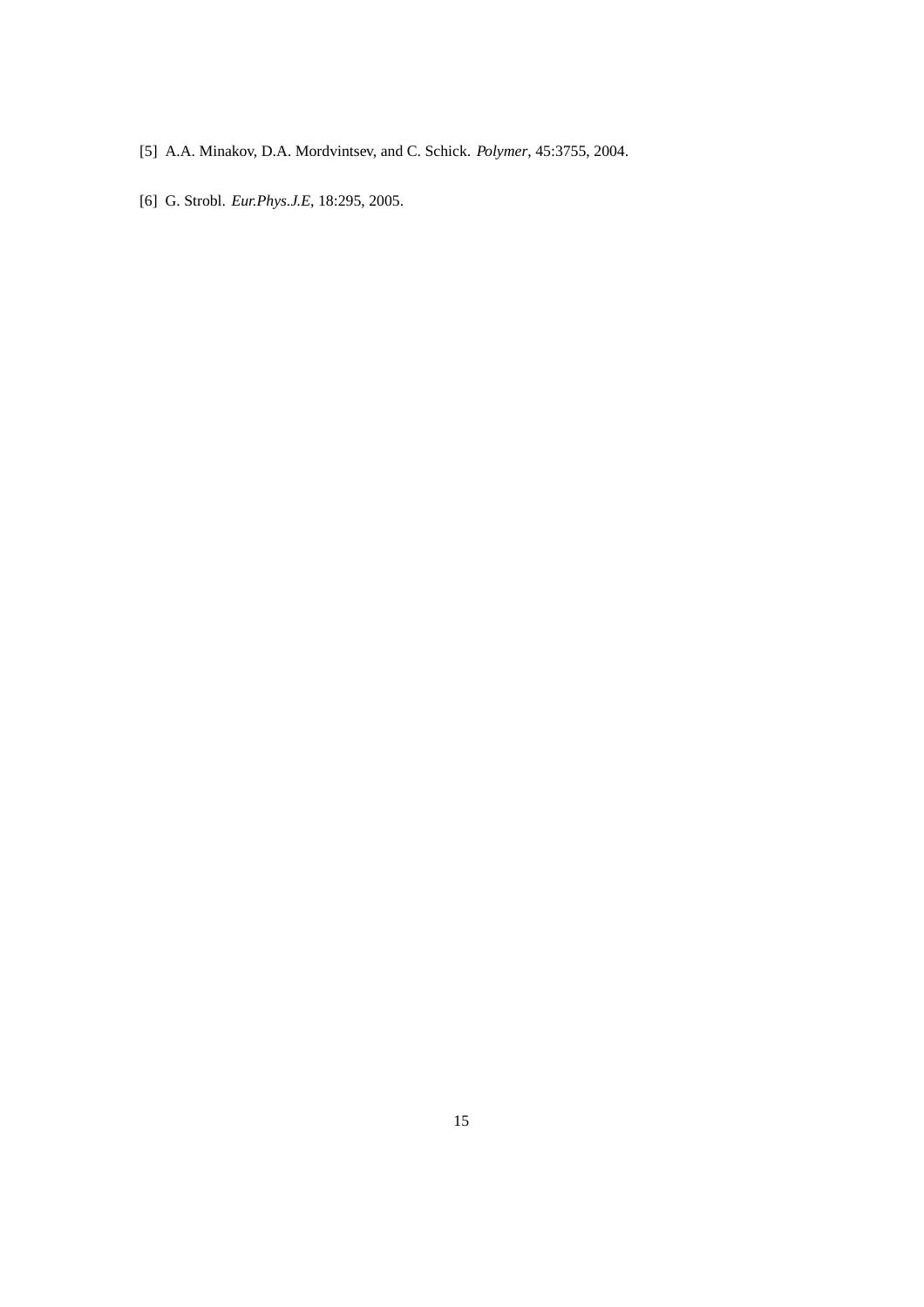[5] A.A. Minakov, D.A. Mordvintsev, and C. Schick. *Polymer*, 45:3755, 2004.

[6] G. Strobl. *Eur.Phys.J.E*, 18:295, 2005.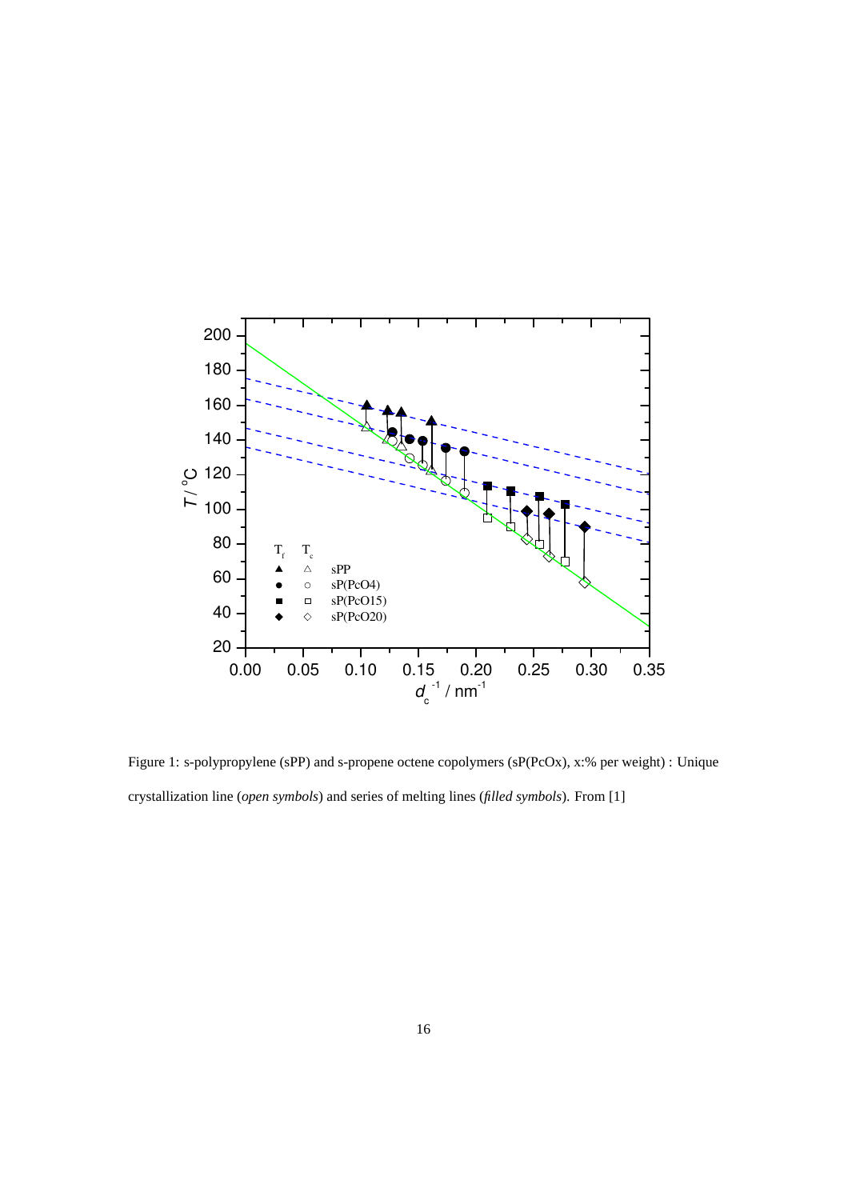Figure 1: s-polypropylene (sPP) and s-propene octene copolymers (sP(PcOx), x:% per weight) : Unique crystallization line (*open symbols*) and series of melting lines (*filled symbols*). From [1]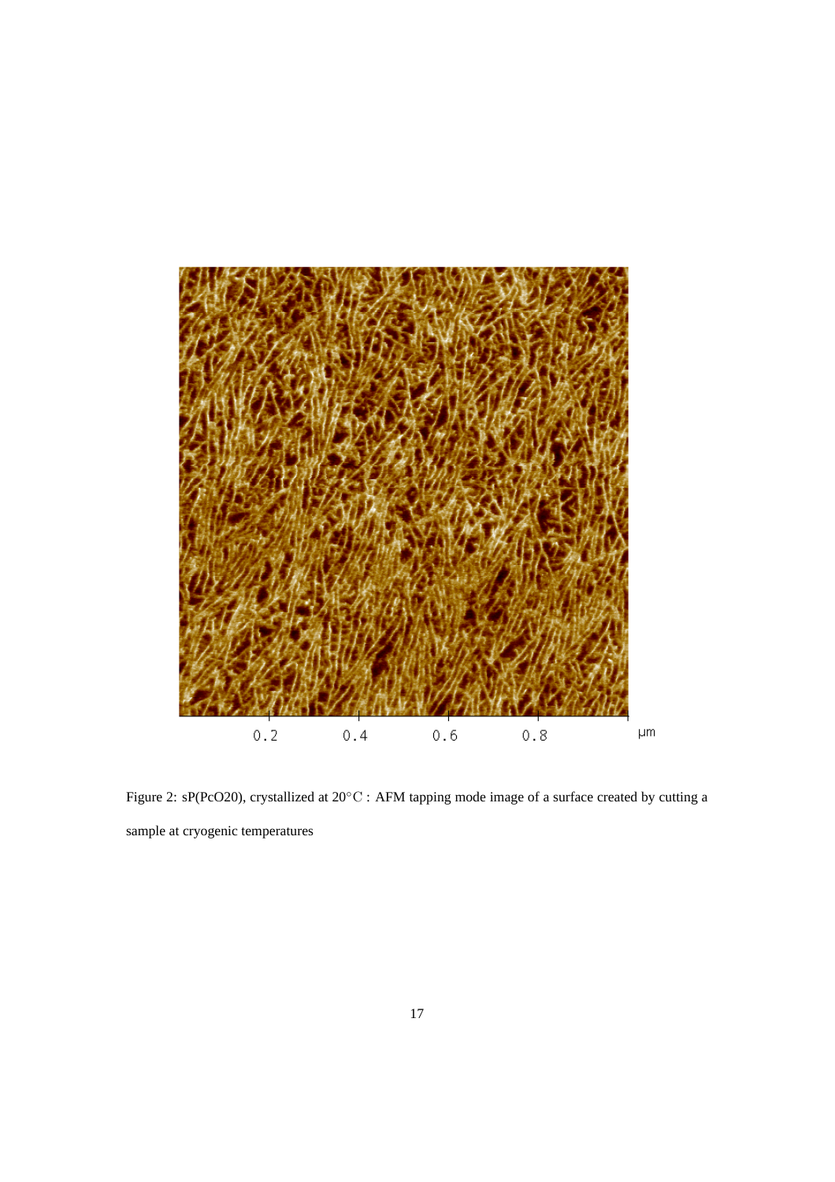Figure 2: sP(PcO20), crystallized at 20°C : AFM tapping mode image of a surface created by cutting a sample at cryogenic temperatures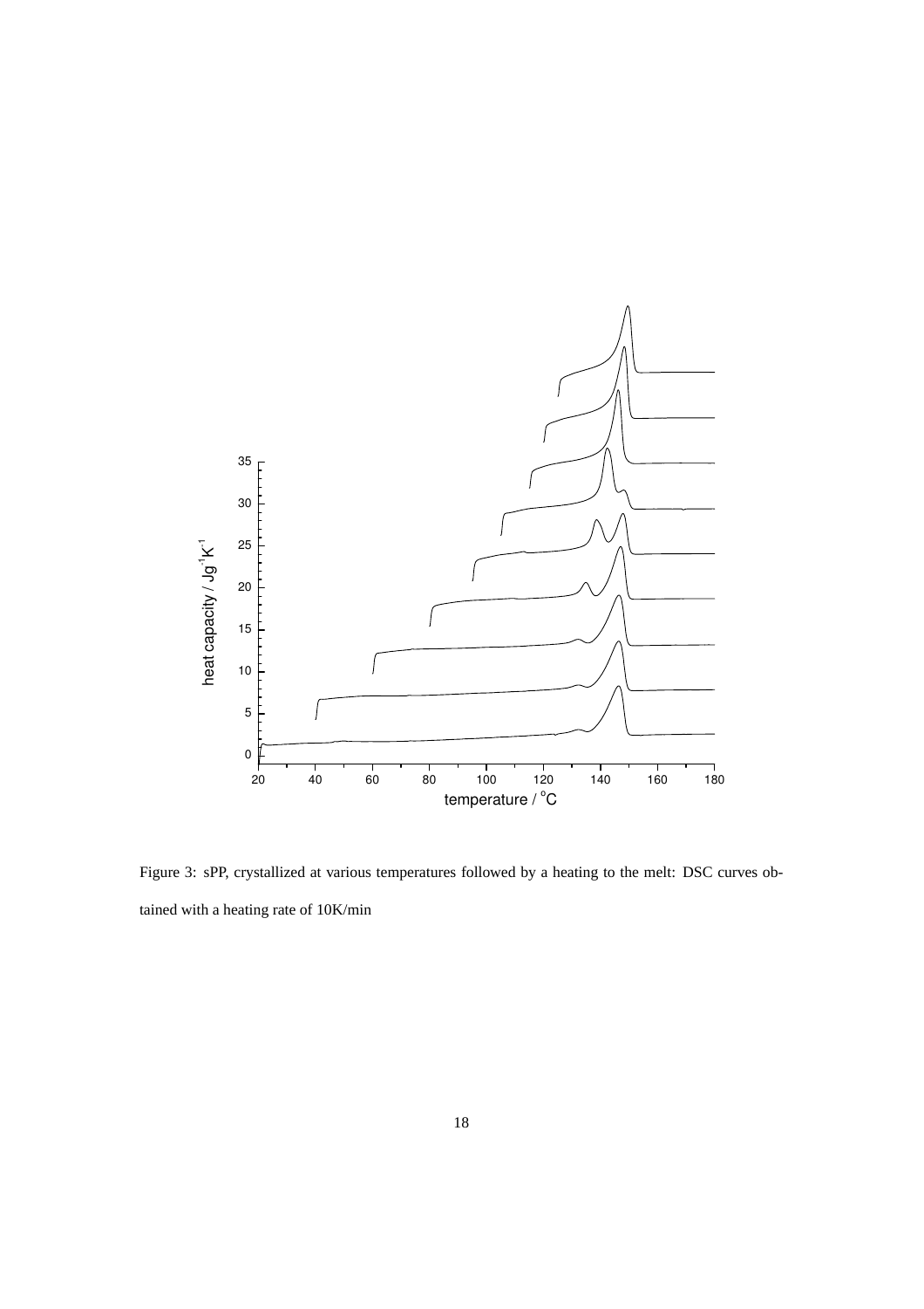Figure 3: sPP, crystallized at various temperatures followed by a heating to the melt: DSC curves obtained with a heating rate of 10K/min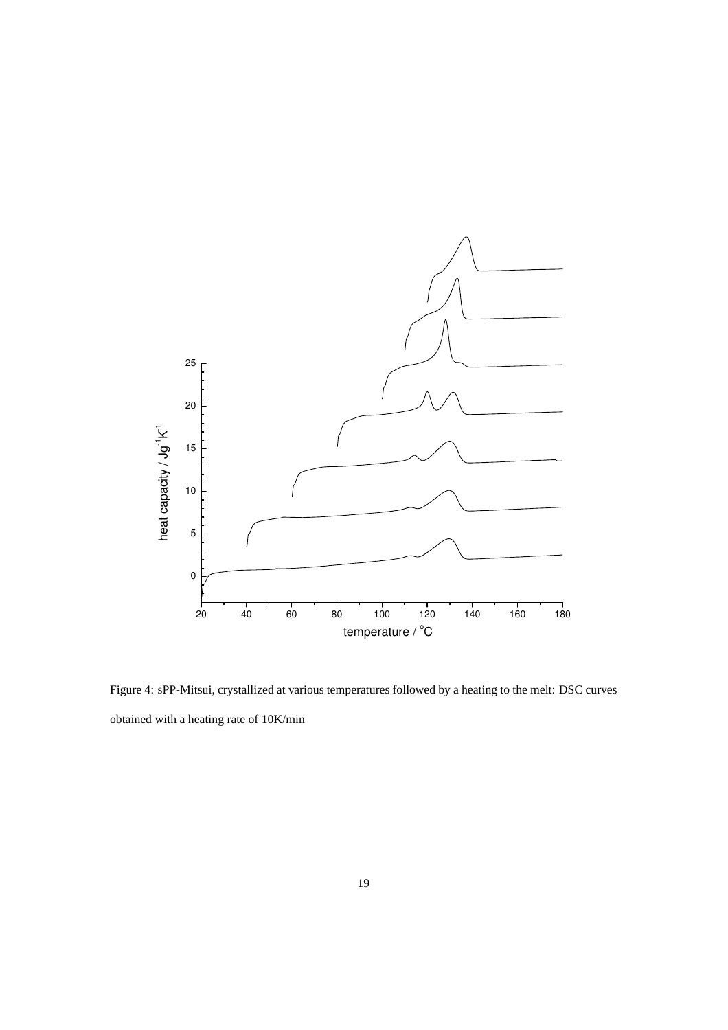Figure 4: sPP-Mitsui, crystallized at various temperatures followed by a heating to the melt: DSC curves obtained with a heating rate of 10K/min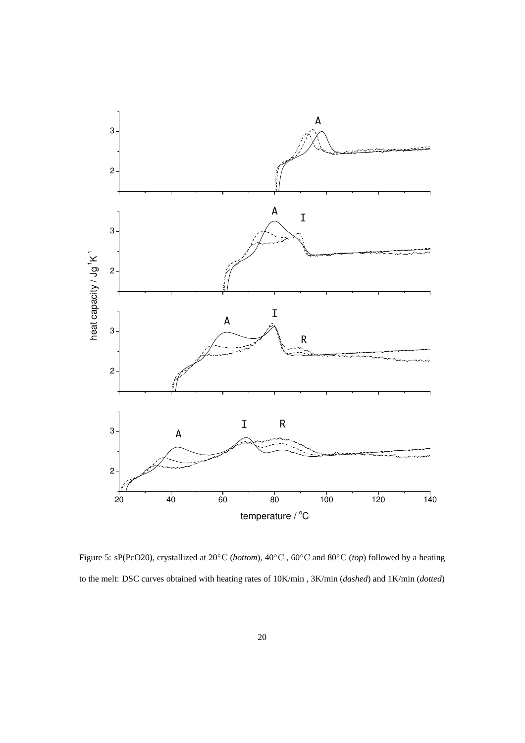Figure 5: sP(PcO20), crystallized at 20°C (*bottom*), 40°C , 60°C and 80°C (*top*) followed by a heating to the melt: DSC curves obtained with heating rates of 10K/min , 3K/min (*dashed*) and 1K/min (*dotted*)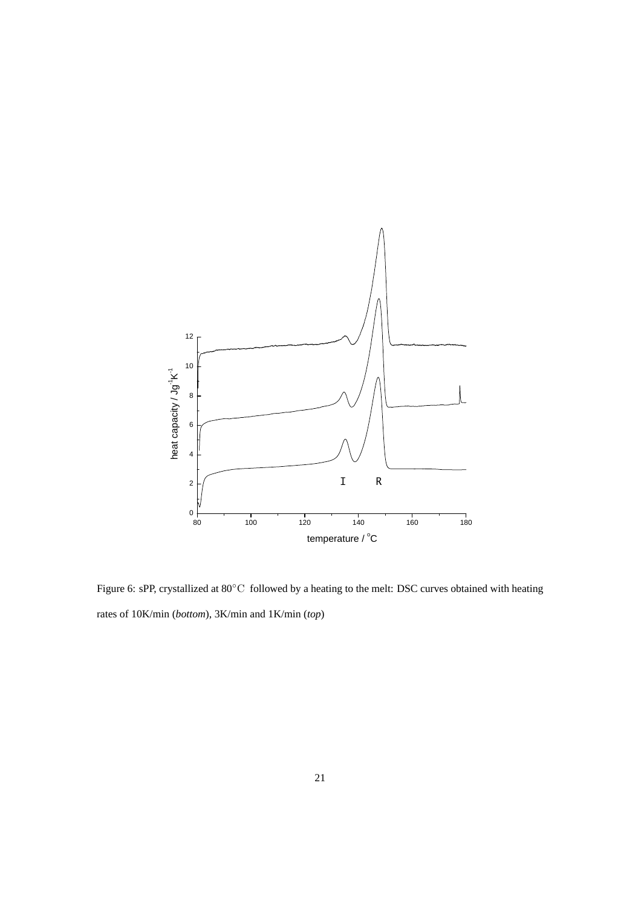Figure 6: sPP, crystallized at $80^{\circ}C$ followed by a heating to the melt: DSC curves obtained with heating rates of 10K/min (*bottom*), 3K/min and 1K/min (*top*)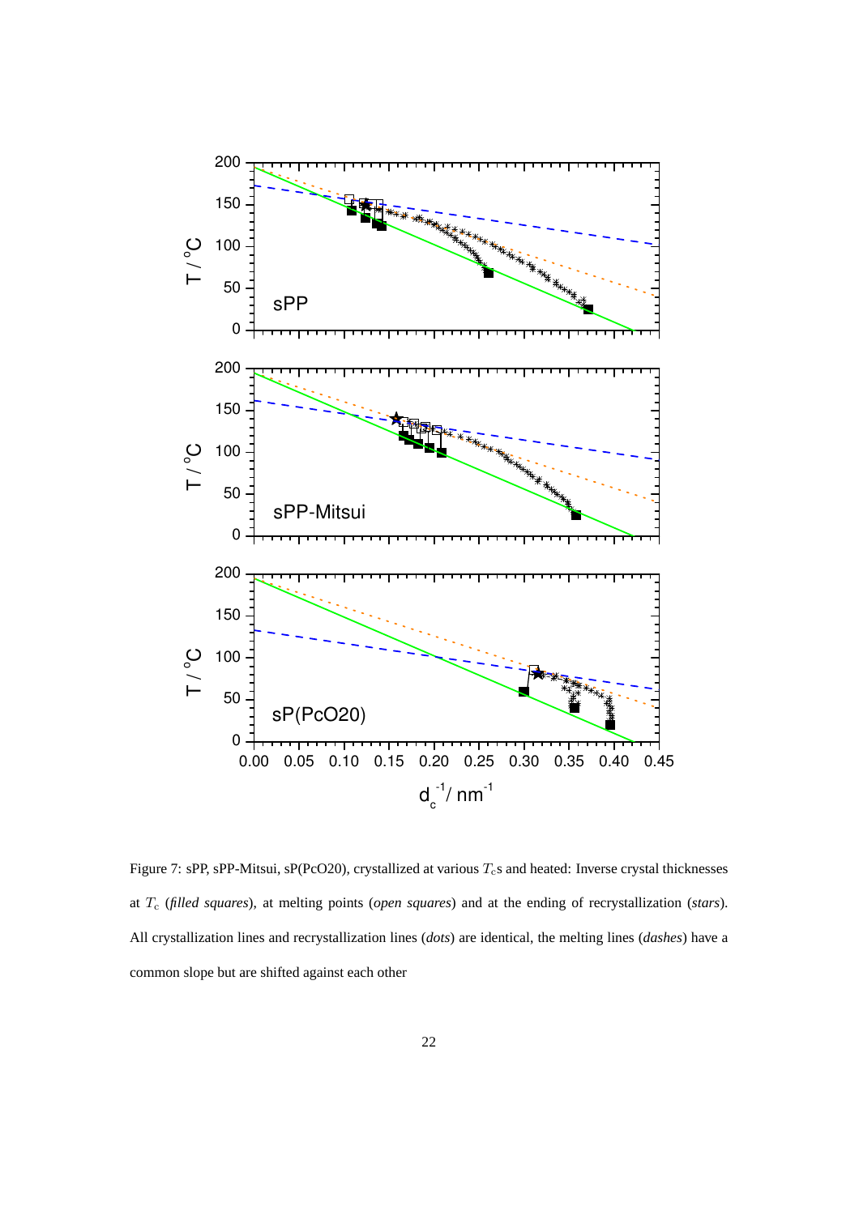Figure 7: sPP, sPP-Mitsui, sP(PcO20), crystallized at various $T_c$s and heated: Inverse crystal thicknesses at $T_c$ (*filled squares*), at melting points (*open squares*) and at the ending of recrystallization (*stars*). All crystallization lines and recrystallization lines (*dots*) are identical, the melting lines (*dashes*) have a common slope but are shifted against each other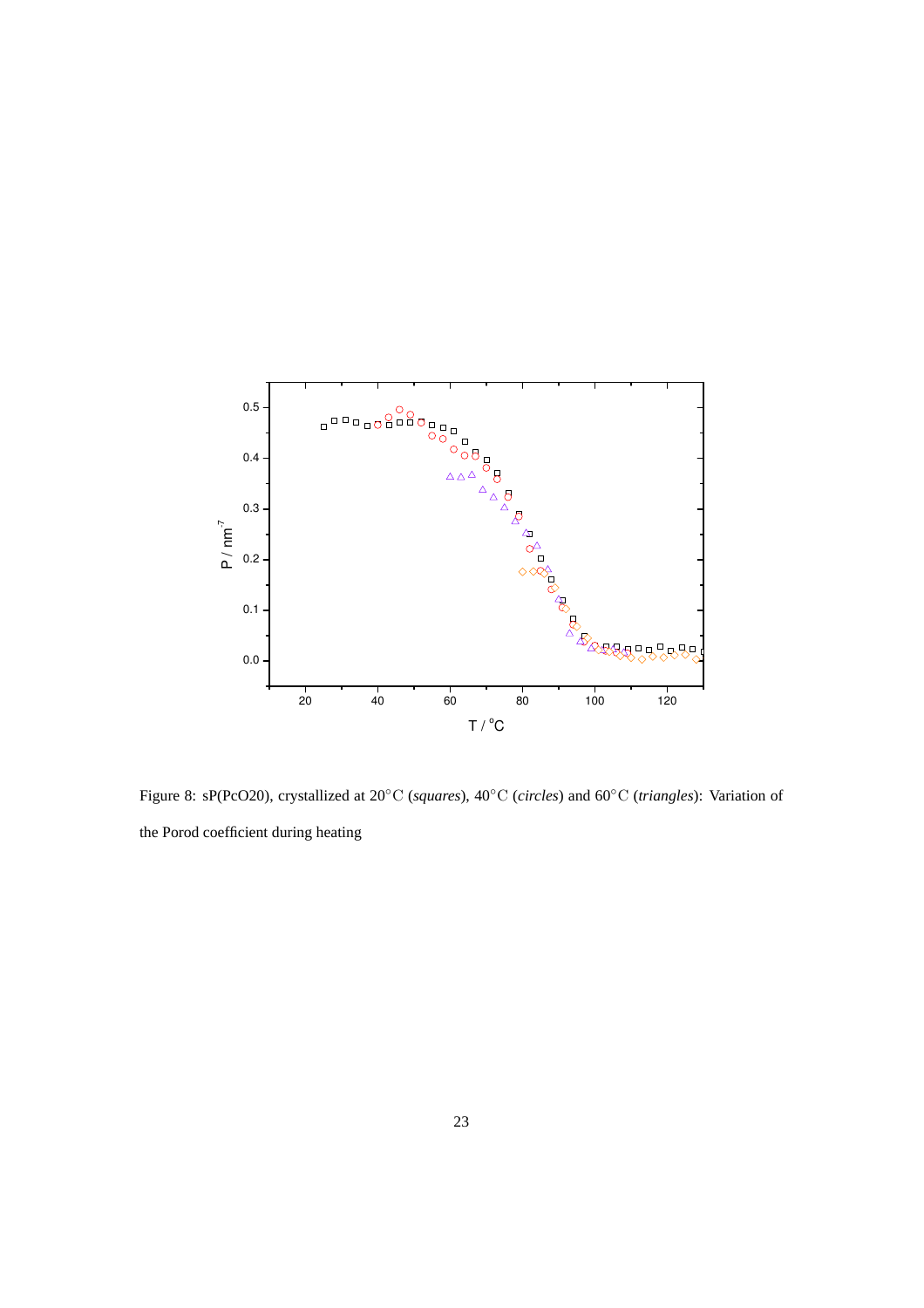Figure 8: sP(PcO20), crystallized at 20°C (*squares*), 40°C (*circles*) and 60°C (*triangles*): Variation of the Porod coefficient during heating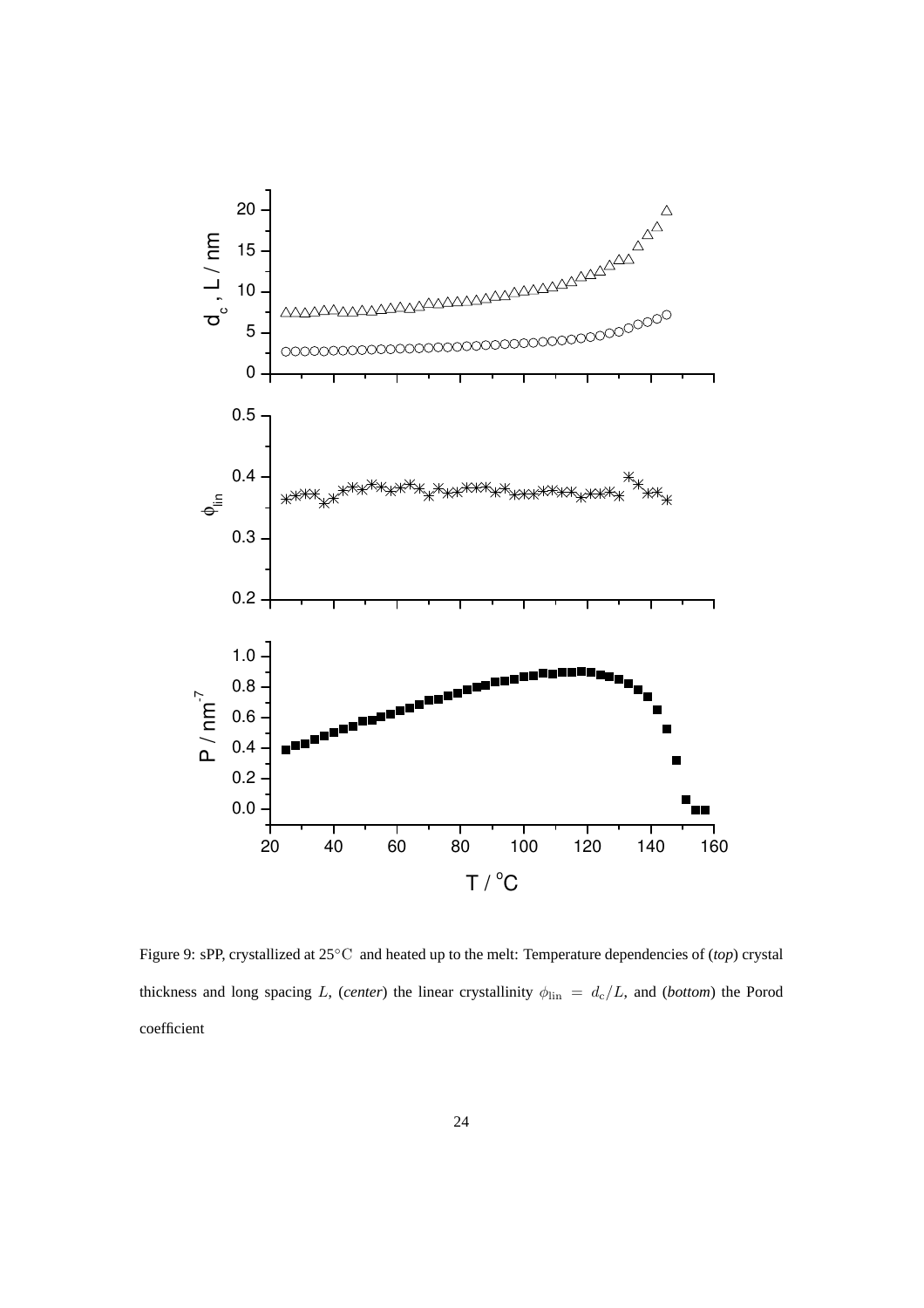Figure 9: sPP, crystallized at $25°\mathrm{C}$ and heated up to the melt: Temperature dependencies of (*top*) crystal thickness and long spacing $L$, (*center*) the linear crystallinity $\phi_{\mathrm{lin}} = d_{\mathrm{c}}/L$, and (*bottom*) the Porod coefficient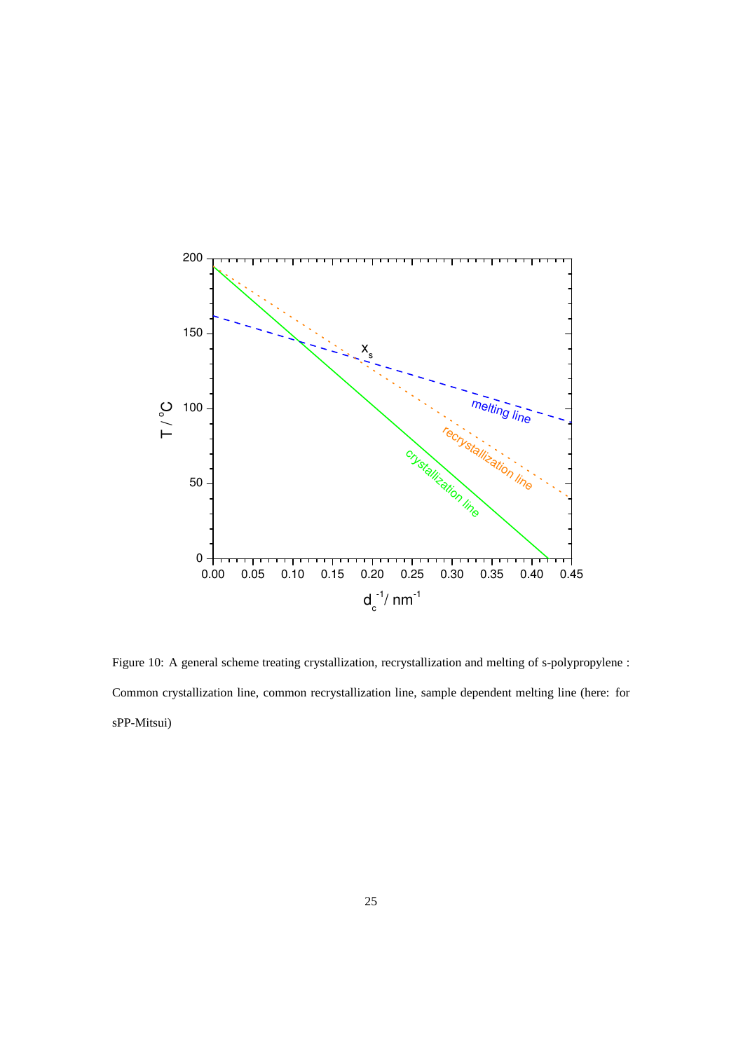Figure 10: A general scheme treating crystallization, recrystallization and melting of s-polypropylene : Common crystallization line, common recrystallization line, sample dependent melting line (here: for sPP-Mitsui)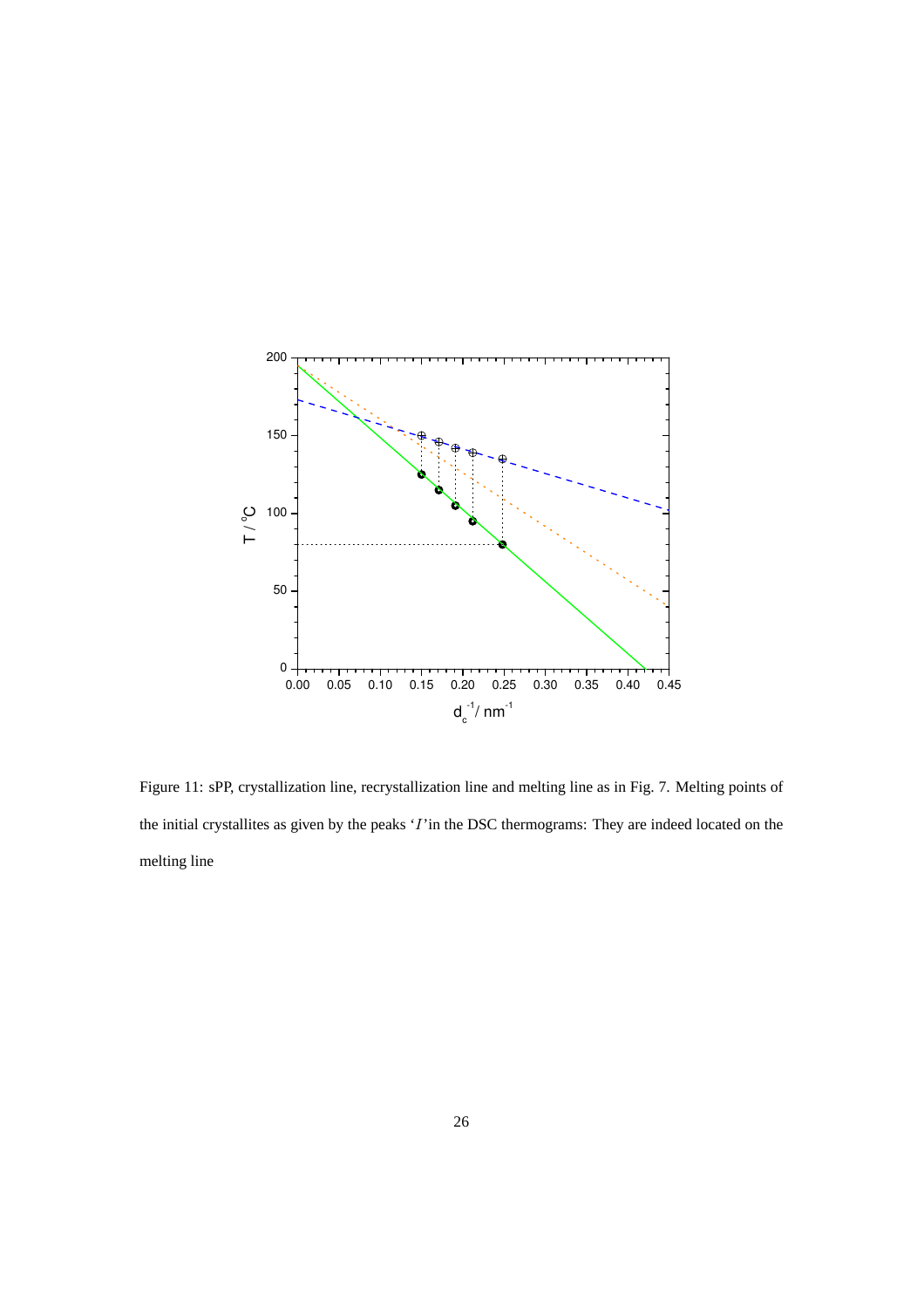Figure 11: sPP, crystallization line, recrystallization line and melting line as in Fig. 7. Melting points of the initial crystallites as given by the peaks '*I*' in the DSC thermograms: They are indeed located on the melting line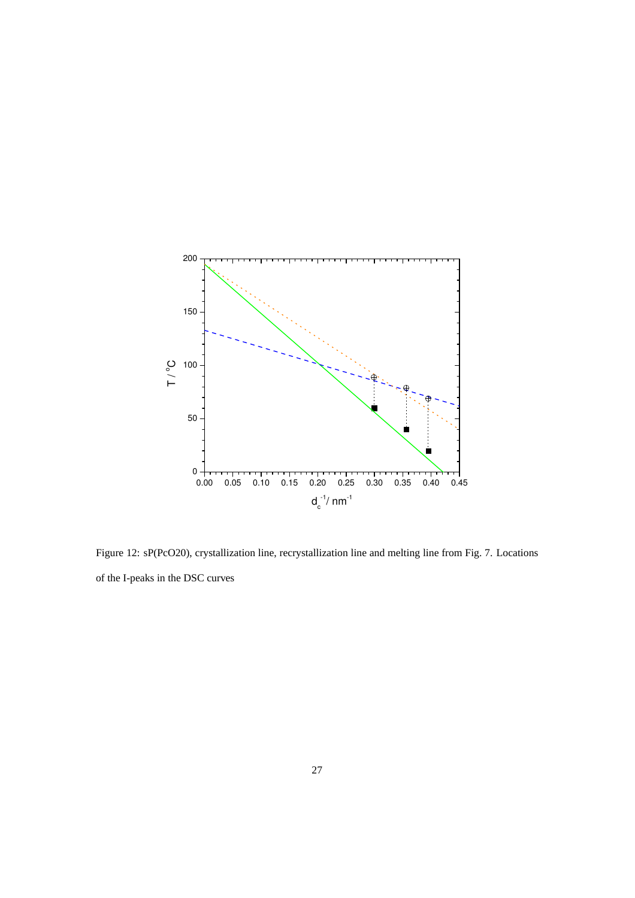200

150

100

50

0

T / °C

0.00 0.05 0.10 0.15 0.20 0.25 0.30 0.35 0.40 0.45

$d_c^{-1}$ / nm$^{-1}$

Figure 12: sP(PcO20), crystallization line, recrystallization line and melting line from Fig. 7. Locations of the I-peaks in the DSC curves